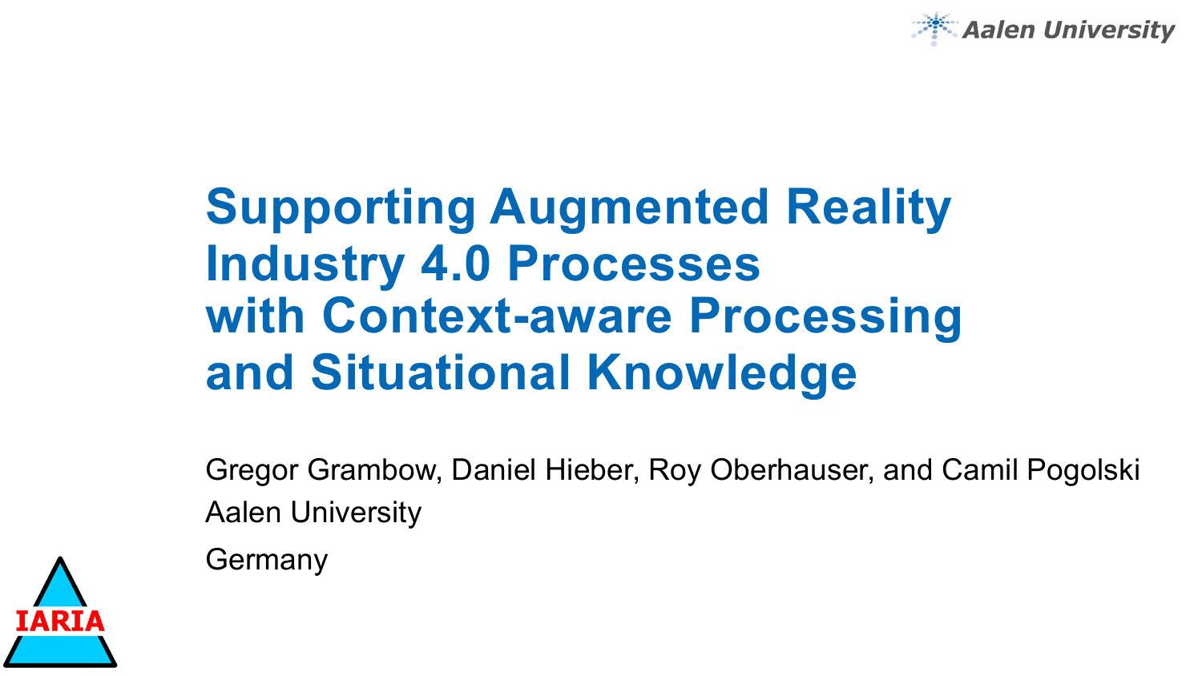Aalen University

# Supporting Augmented Reality Industry 4.0 Processes with Context-aware Processing and Situational Knowledge

Gregor Grambow, Daniel Hieber, Roy Oberhauser, and Camil Pogolski

Aalen University

Germany

IARIA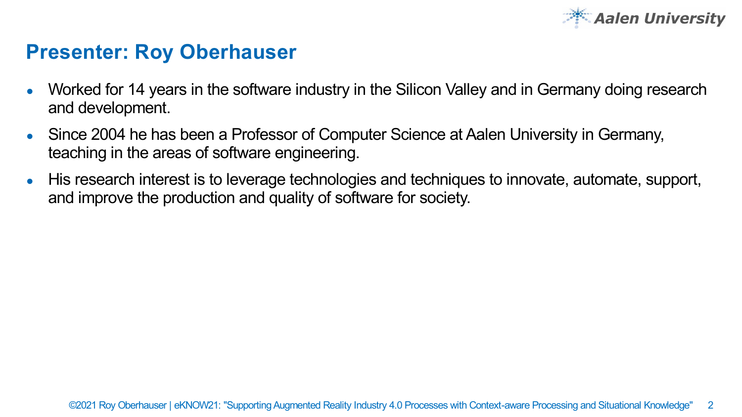# Presenter: Roy Oberhauser

- Worked for 14 years in the software industry in the Silicon Valley and in Germany doing research and development.
- Since 2004 he has been a Professor of Computer Science at Aalen University in Germany, teaching in the areas of software engineering.
- His research interest is to leverage technologies and techniques to innovate, automate, support, and improve the production and quality of software for society.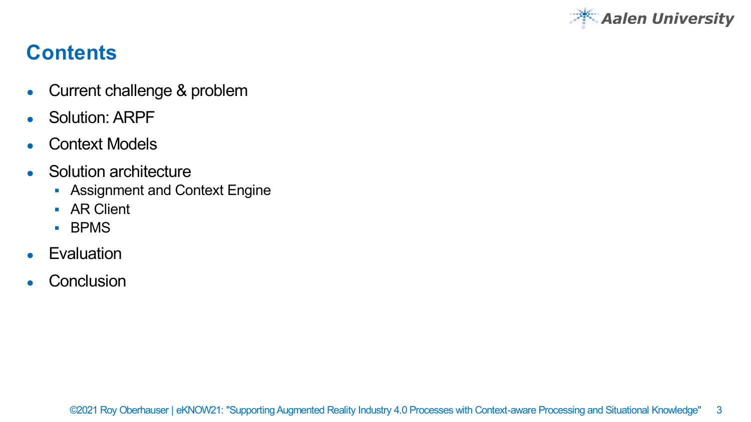# Contents

- Current challenge & problem
- Solution: ARPF
- Context Models
- Solution architecture
  - Assignment and Context Engine
  - AR Client
  - BPMS
- Evaluation
- Conclusion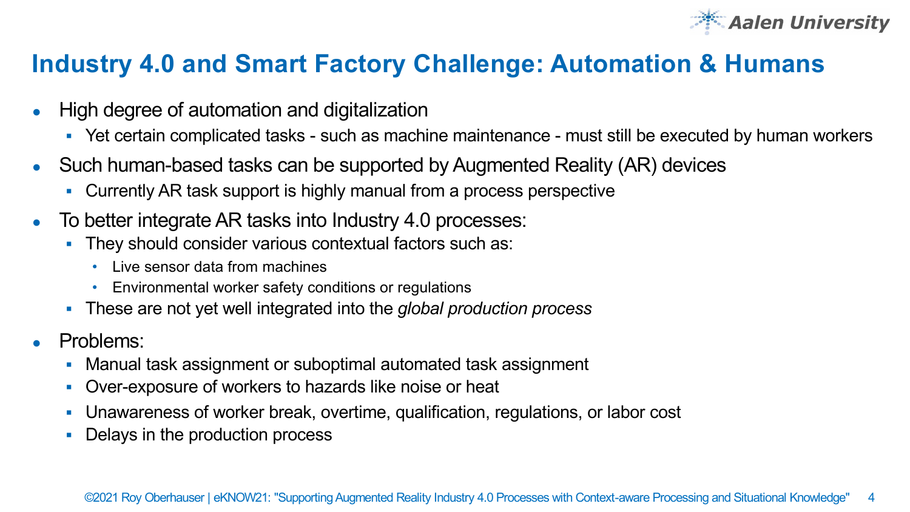# Industry 4.0 and Smart Factory Challenge: Automation & Humans

- High degree of automation and digitalization
  - Yet certain complicated tasks - such as machine maintenance - must still be executed by human workers
- Such human-based tasks can be supported by Augmented Reality (AR) devices
  - Currently AR task support is highly manual from a process perspective
- To better integrate AR tasks into Industry 4.0 processes:
  - They should consider various contextual factors such as:
    - Live sensor data from machines
    - Environmental worker safety conditions or regulations
  - These are not yet well integrated into the *global production process*
- Problems:
  - Manual task assignment or suboptimal automated task assignment
  - Over-exposure of workers to hazards like noise or heat
  - Unawareness of worker break, overtime, qualification, regulations, or labor cost
  - Delays in the production process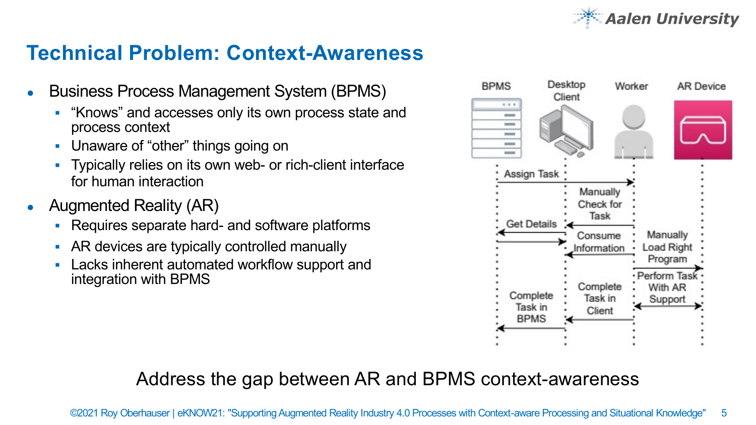# Technical Problem: Context-Awareness

- Business Process Management System (BPMS)
  - "Knows" and accesses only its own process state and process context
  - Unaware of "other" things going on
  - Typically relies on its own web- or rich-client interface for human interaction
- Augmented Reality (AR)
  - Requires separate hard- and software platforms
  - AR devices are typically controlled manually
  - Lacks inherent automated workflow support and integration with BPMS

BPMS | Desktop Client | Worker | AR Device

Assign Task · Manually Check for Task · Get Details · Consume Information · Manually Load Right Program · Perform Task With AR Support · Complete Task in Client · Complete Task in BPMS

Address the gap between AR and BPMS context-awareness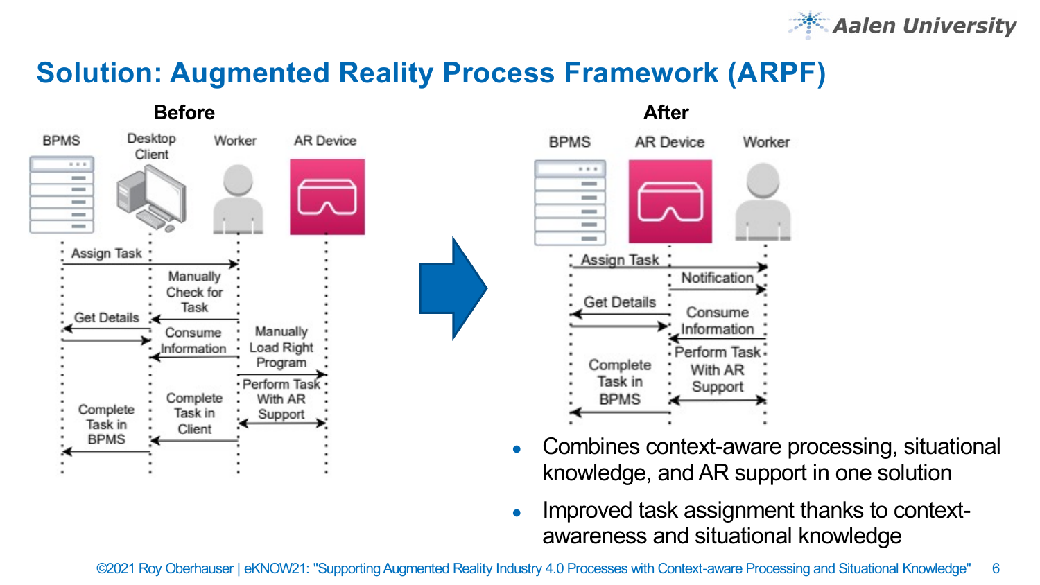# Solution: Augmented Reality Process Framework (ARPF)

**Before**

BPMS | Desktop Client | Worker | AR Device

- Assign Task
- Manually Check for Task
- Get Details
- Consume Information
- Manually Load Right Program
- Perform Task With AR Support
- Complete Task in Client
- Complete Task in BPMS

**After**

BPMS | AR Device | Worker

- Assign Task
- Notification
- Get Details
- Consume Information
- Perform Task With AR Support
- Complete Task in BPMS

- Combines context-aware processing, situational knowledge, and AR support in one solution
- Improved task assignment thanks to context-awareness and situational knowledge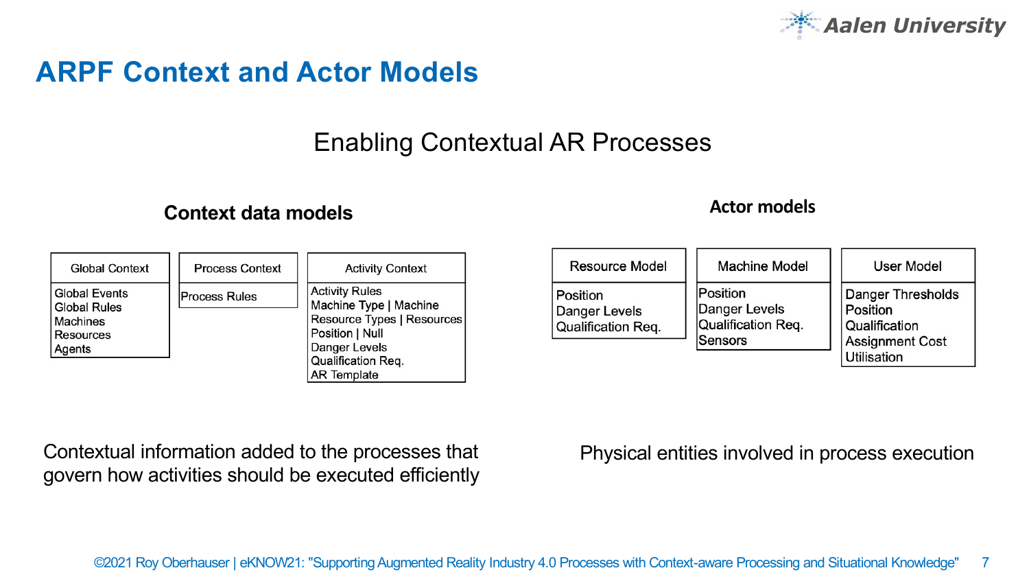# ARPF Context and Actor Models

Enabling Contextual AR Processes

## Context data models

| Global Context |
| --- |
| Global Events<br>Global Rules<br>Machines<br>Resources<br>Agents |

| Process Context |
| --- |
| Process Rules |

| Activity Context |
| --- |
| Activity Rules<br>Machine Type \| Machine<br>Resource Types \| Resources<br>Position \| Null<br>Danger Levels<br>Qualification Req.<br>AR Template |

Contextual information added to the processes that govern how activities should be executed efficiently

## Actor models

| Resource Model |
| --- |
| Position<br>Danger Levels<br>Qualification Req. |

| Machine Model |
| --- |
| Position<br>Danger Levels<br>Qualification Req.<br>Sensors |

| User Model |
| --- |
| Danger Thresholds<br>Position<br>Qualification<br>Assignment Cost<br>Utilisation |

Physical entities involved in process execution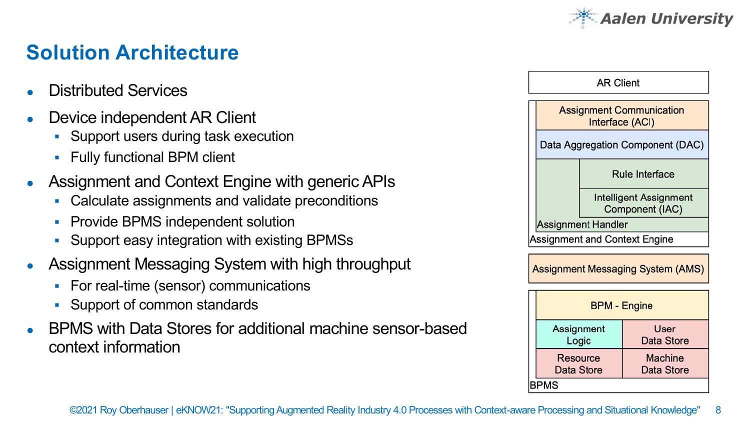# Solution Architecture

- Distributed Services
- Device independent AR Client
  - Support users during task execution
  - Fully functional BPM client
- Assignment and Context Engine with generic APIs
  - Calculate assignments and validate preconditions
  - Provide BPMS independent solution
  - Support easy integration with existing BPMSs
- Assignment Messaging System with high throughput
  - For real-time (sensor) communications
  - Support of common standards
- BPMS with Data Stores for additional machine sensor-based context information

AR Client

Assignment Communication Interface (ACI)

Data Aggregation Component (DAC)

Rule Interface

Intelligent Assignment Component (IAC)

Assignment Handler

Assignment and Context Engine

Assignment Messaging System (AMS)

BPM - Engine

Assignment Logic

User Data Store

Resource Data Store

Machine Data Store

BPMS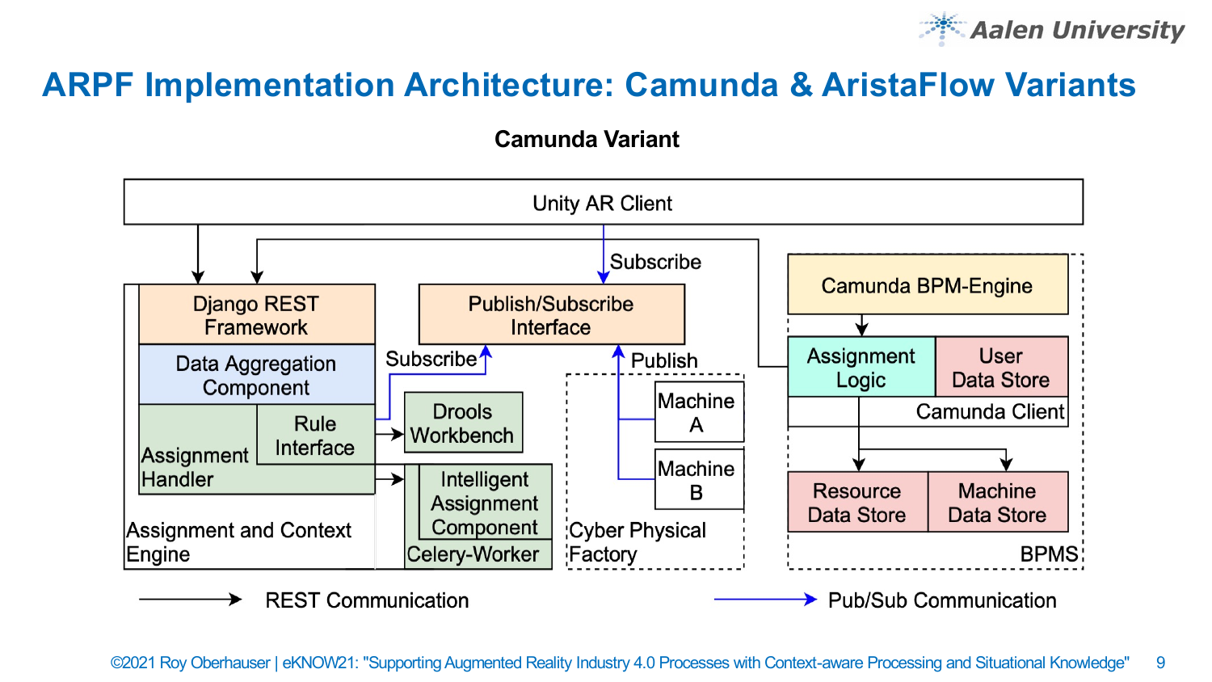# ARPF Implementation Architecture: Camunda & AristaFlow Variants

**Camunda Variant**

Unity AR Client

Subscribe

Django REST Framework

Publish/Subscribe Interface

Camunda BPM-Engine

Data Aggregation Component

Subscribe

Publish

Assignment Logic

User Data Store

Camunda Client

Drools Workbench

Machine A

Rule Interface

Assignment Handler

Machine B

Intelligent Assignment Component

Resource Data Store

Machine Data Store

Assignment and Context Engine

Celery-Worker

Cyber Physical Factory

BPMS

REST Communication

Pub/Sub Communication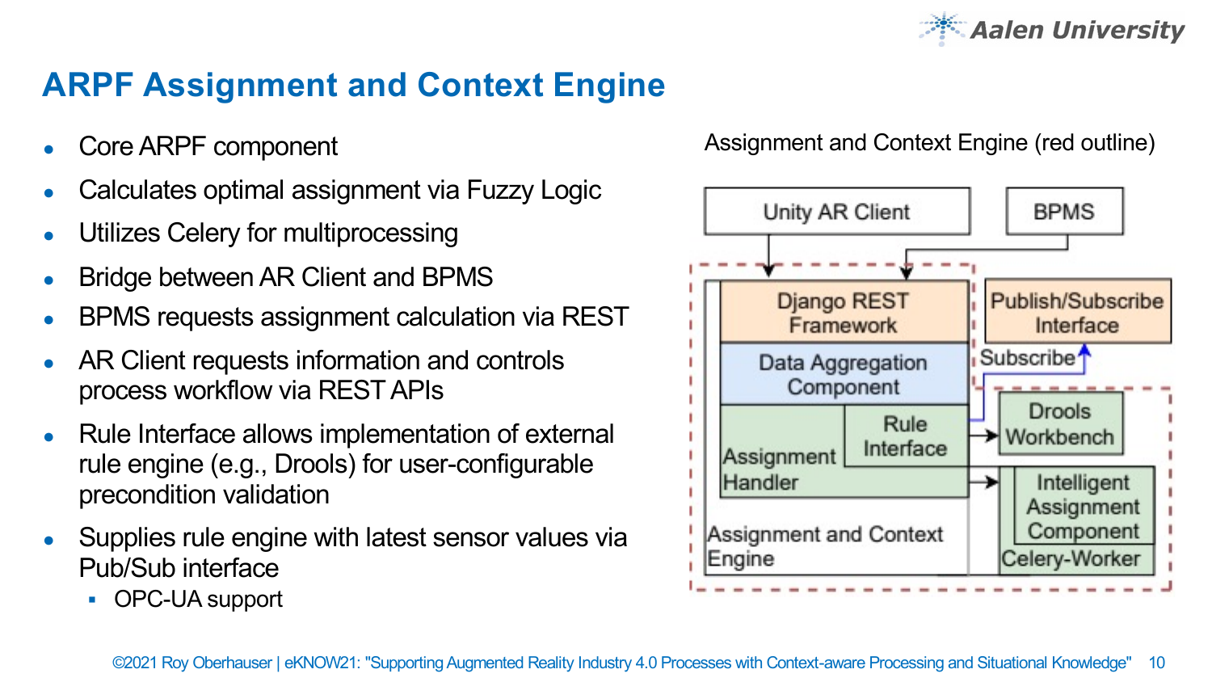# ARPF Assignment and Context Engine

- Core ARPF component
- Calculates optimal assignment via Fuzzy Logic
- Utilizes Celery for multiprocessing
- Bridge between AR Client and BPMS
- BPMS requests assignment calculation via REST
- AR Client requests information and controls process workflow via REST APIs
- Rule Interface allows implementation of external rule engine (e.g., Drools) for user-configurable precondition validation
- Supplies rule engine with latest sensor values via Pub/Sub interface
  - OPC-UA support

Assignment and Context Engine (red outline)

Unity AR Client | BPMS | Django REST Framework | Publish/Subscribe Interface | Data Aggregation Component | Subscribe | Rule Interface | Drools Workbench | Assignment Handler | Intelligent Assignment Component | Celery-Worker | Assignment and Context Engine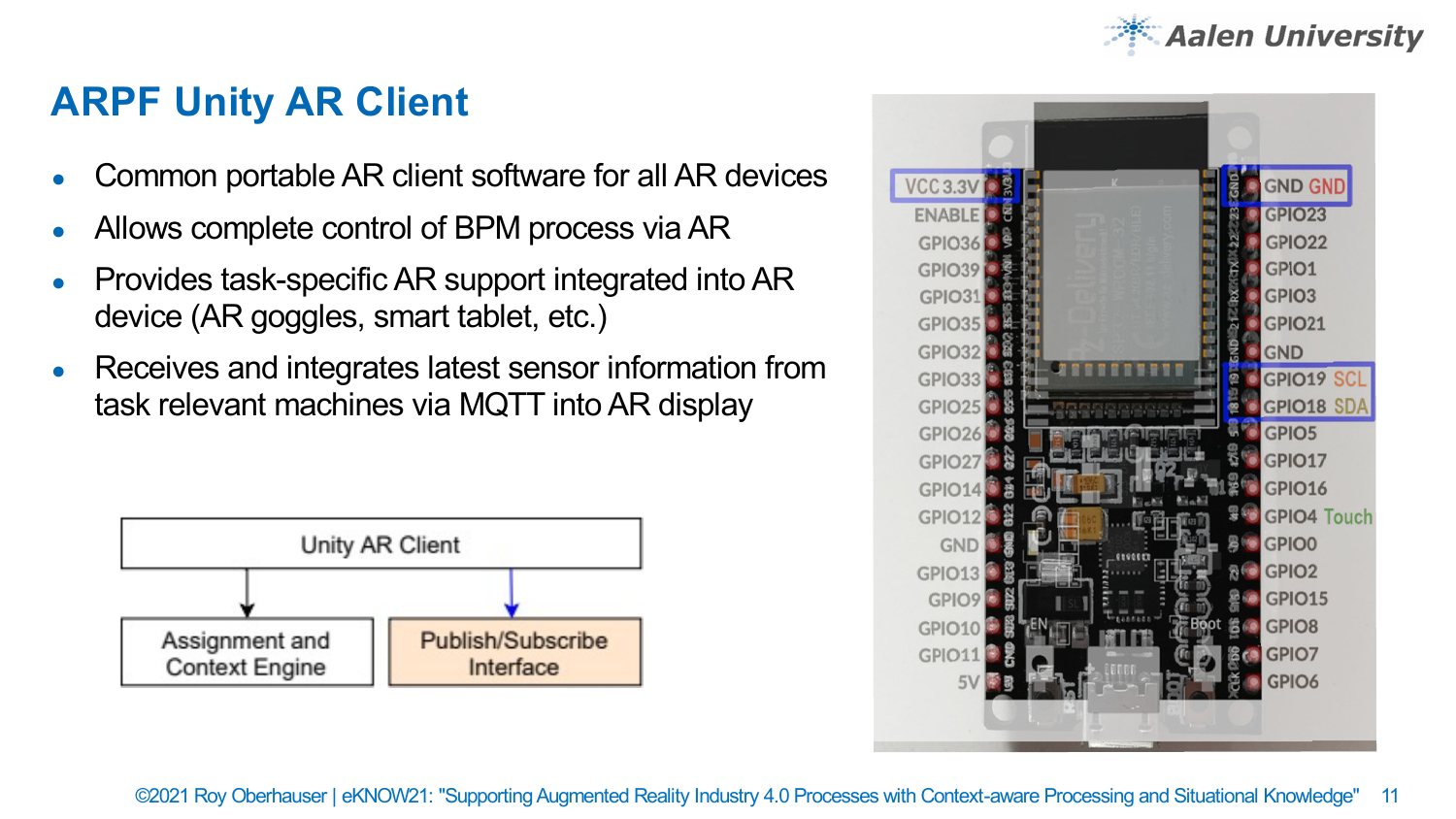# ARPF Unity AR Client

- Common portable AR client software for all AR devices
- Allows complete control of BPM process via AR
- Provides task-specific AR support integrated into AR device (AR goggles, smart tablet, etc.)
- Receives and integrates latest sensor information from task relevant machines via MQTT into AR display

Unity AR Client

Assignment and Context Engine

Publish/Subscribe Interface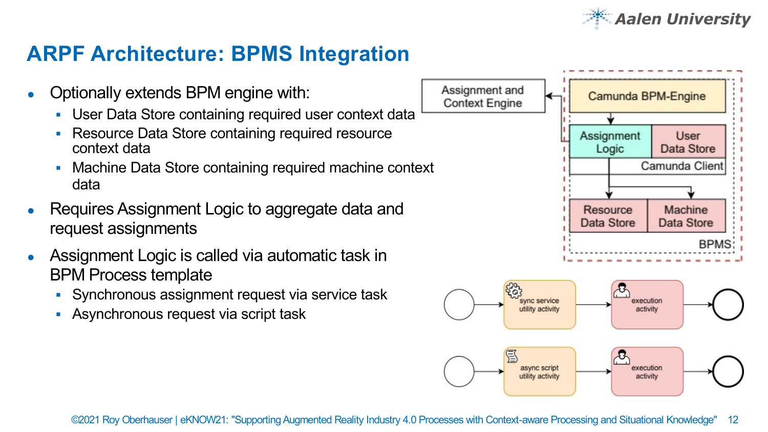# ARPF Architecture: BPMS Integration

- Optionally extends BPM engine with:
  - User Data Store containing required user context data
  - Resource Data Store containing required resource context data
  - Machine Data Store containing required machine context data
- Requires Assignment Logic to aggregate data and request assignments
- Assignment Logic is called via automatic task in BPM Process template
  - Synchronous assignment request via service task
  - Asynchronous request via script task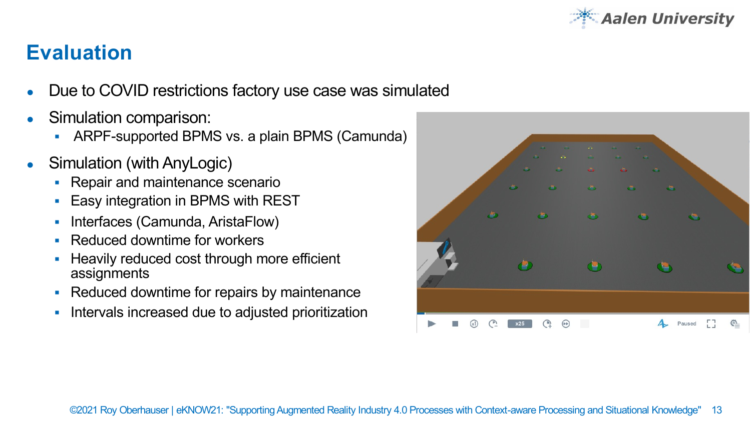# Evaluation

- Due to COVID restrictions factory use case was simulated
- Simulation comparison:
  - ARPF-supported BPMS vs. a plain BPMS (Camunda)
- Simulation (with AnyLogic)
  - Repair and maintenance scenario
  - Easy integration in BPMS with REST
  - Interfaces (Camunda, AristaFlow)
  - Reduced downtime for workers
  - Heavily reduced cost through more efficient assignments
  - Reduced downtime for repairs by maintenance
  - Intervals increased due to adjusted prioritization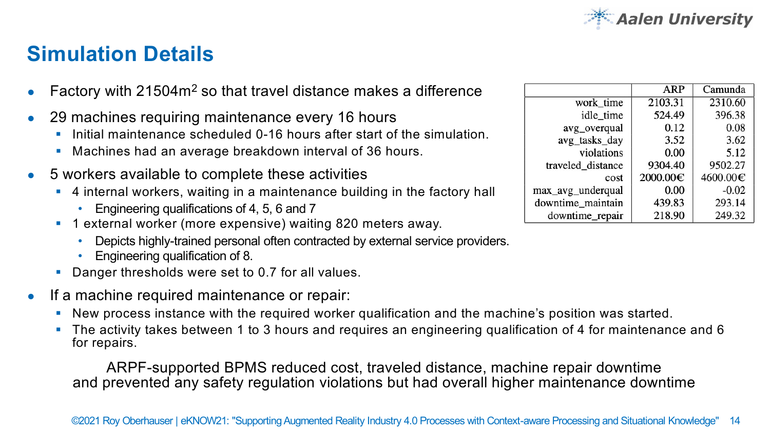## Simulation Details

- Factory with 21504m$^2$ so that travel distance makes a difference
- 29 machines requiring maintenance every 16 hours
  - Initial maintenance scheduled 0-16 hours after start of the simulation.
  - Machines had an average breakdown interval of 36 hours.
- 5 workers available to complete these activities
  - 4 internal workers, waiting in a maintenance building in the factory hall
    - Engineering qualifications of 4, 5, 6 and 7
  - 1 external worker (more expensive) waiting 820 meters away.
    - Depicts highly-trained personal often contracted by external service providers.
    - Engineering qualification of 8.
  - Danger thresholds were set to 0.7 for all values.
- If a machine required maintenance or repair:
  - New process instance with the required worker qualification and the machine's position was started.
  - The activity takes between 1 to 3 hours and requires an engineering qualification of 4 for maintenance and 6 for repairs.

| | ARP | Camunda |
|---|---|---|
| work_time | 2103.31 | 2310.60 |
| idle_time | 524.49 | 396.38 |
| avg_overqual | 0.12 | 0.08 |
| avg_tasks_day | 3.52 | 3.62 |
| violations | **0.00** | 5.12 |
| traveled_distance | **9304.40** | 9502.27 |
| cost | **2000.00€** | 4600.00€ |
| max_avg_underqual | **0.00** | -0.02 |
| downtime_maintain | 439.83 | 293.14 |
| downtime_repair | **218.90** | 249.32 |

ARPF-supported BPMS reduced cost, traveled distance, machine repair downtime and prevented any safety regulation violations but had overall higher maintenance downtime

©2021 Roy Oberhauser | eKNOW21: "Supporting Augmented Reality Industry 4.0 Processes with Context-aware Processing and Situational Knowledge"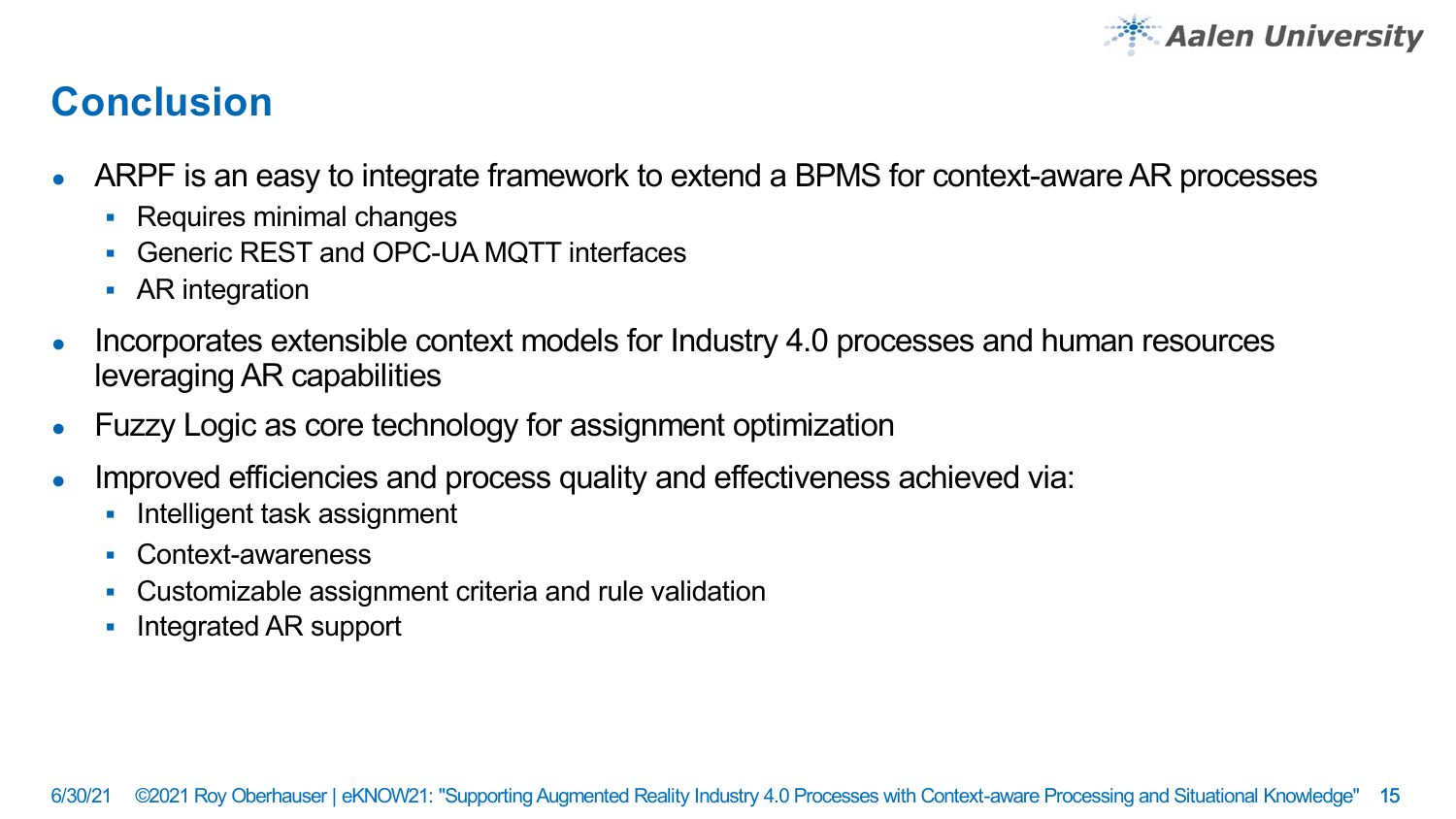# Conclusion

- ARPF is an easy to integrate framework to extend a BPMS for context-aware AR processes
  - Requires minimal changes
  - Generic REST and OPC-UA MQTT interfaces
  - AR integration
- Incorporates extensible context models for Industry 4.0 processes and human resources leveraging AR capabilities
- Fuzzy Logic as core technology for assignment optimization
- Improved efficiencies and process quality and effectiveness achieved via:
  - Intelligent task assignment
  - Context-awareness
  - Customizable assignment criteria and rule validation
  - Integrated AR support